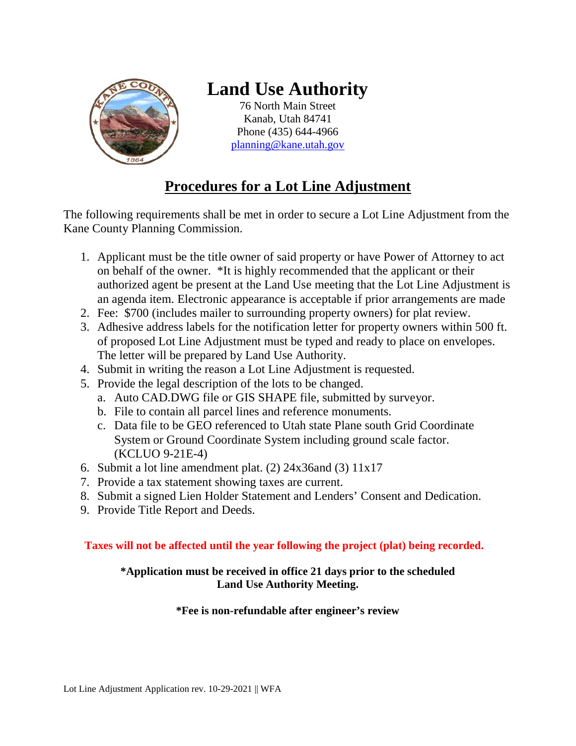# Land Use Authority

76 North Main Street
Kanab, Utah 84741
Phone (435) 644-4966
planning@kane.utah.gov

## Procedures for a Lot Line Adjustment

The following requirements shall be met in order to secure a Lot Line Adjustment from the Kane County Planning Commission.

1. Applicant must be the title owner of said property or have Power of Attorney to act on behalf of the owner. *It is highly recommended that the applicant or their authorized agent be present at the Land Use meeting that the Lot Line Adjustment is an agenda item. Electronic appearance is acceptable if prior arrangements are made
2. Fee: $700 (includes mailer to surrounding property owners) for plat review.
3. Adhesive address labels for the notification letter for property owners within 500 ft. of proposed Lot Line Adjustment must be typed and ready to place on envelopes. The letter will be prepared by Land Use Authority.
4. Submit in writing the reason a Lot Line Adjustment is requested.
5. Provide the legal description of the lots to be changed.
   a. Auto CAD.DWG file or GIS SHAPE file, submitted by surveyor.
   b. File to contain all parcel lines and reference monuments.
   c. Data file to be GEO referenced to Utah state Plane south Grid Coordinate System or Ground Coordinate System including ground scale factor. (KCLUO 9-21E-4)
6. Submit a lot line amendment plat. (2) 24x36and (3) 11x17
7. Provide a tax statement showing taxes are current.
8. Submit a signed Lien Holder Statement and Lenders' Consent and Dedication.
9. Provide Title Report and Deeds.

**Taxes will not be affected until the year following the project (plat) being recorded.**

**\*Application must be received in office 21 days prior to the scheduled Land Use Authority Meeting.**

**\*Fee is non-refundable after engineer's review**

Lot Line Adjustment Application rev. 10-29-2021 || WFA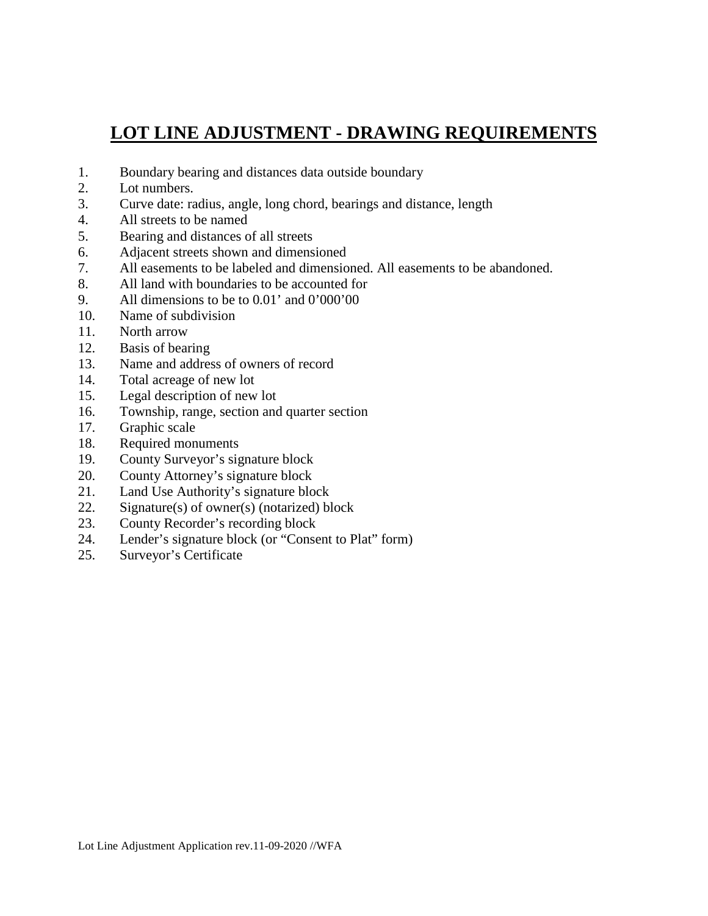# LOT LINE ADJUSTMENT - DRAWING REQUIREMENTS

1. Boundary bearing and distances data outside boundary
2. Lot numbers.
3. Curve date: radius, angle, long chord, bearings and distance, length
4. All streets to be named
5. Bearing and distances of all streets
6. Adjacent streets shown and dimensioned
7. All easements to be labeled and dimensioned. All easements to be abandoned.
8. All land with boundaries to be accounted for
9. All dimensions to be to 0.01' and 0'000'00
10. Name of subdivision
11. North arrow
12. Basis of bearing
13. Name and address of owners of record
14. Total acreage of new lot
15. Legal description of new lot
16. Township, range, section and quarter section
17. Graphic scale
18. Required monuments
19. County Surveyor's signature block
20. County Attorney's signature block
21. Land Use Authority's signature block
22. Signature(s) of owner(s) (notarized) block
23. County Recorder's recording block
24. Lender's signature block (or "Consent to Plat" form)
25. Surveyor's Certificate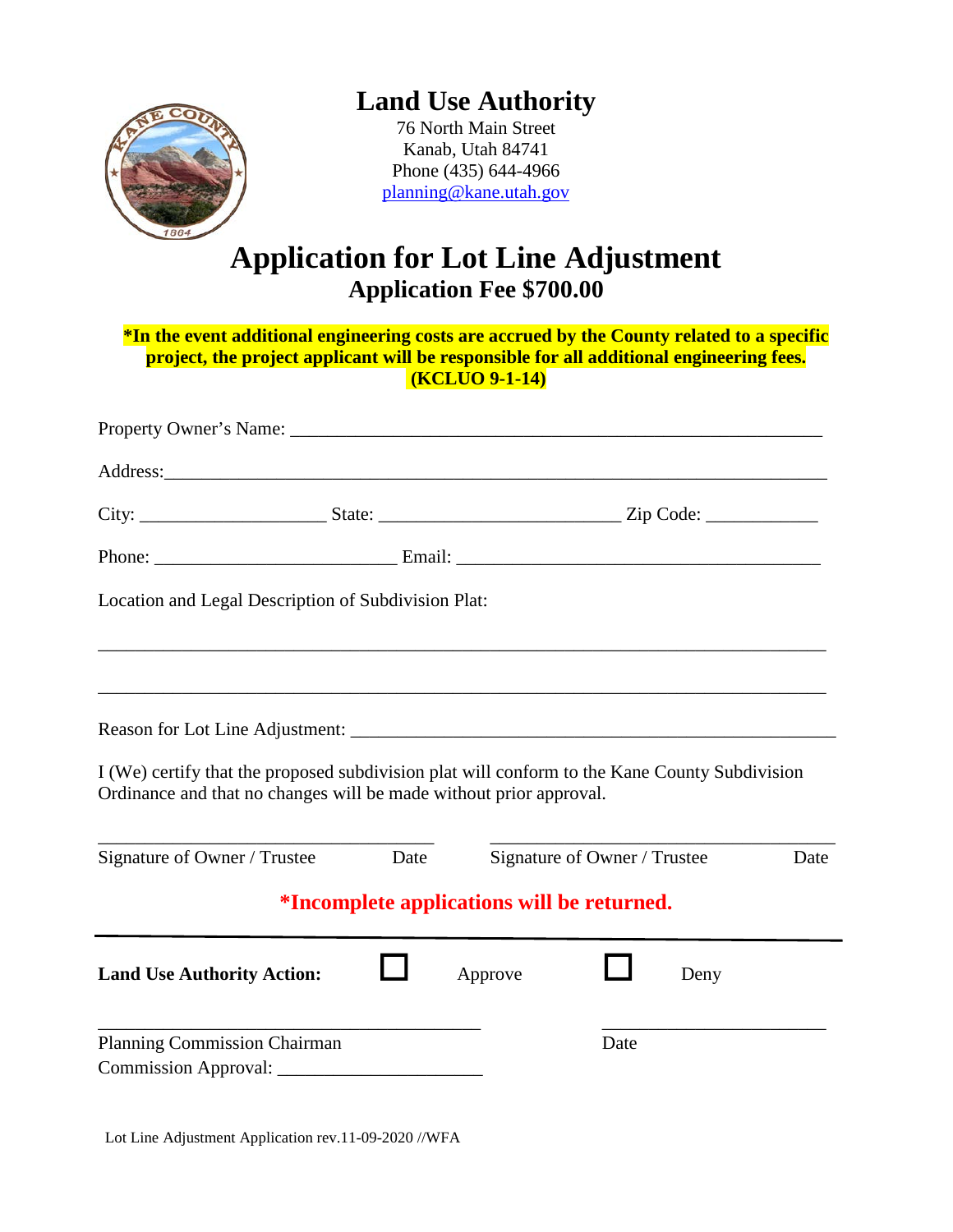# Land Use Authority

76 North Main Street
Kanab, Utah 84741
Phone (435) 644-4966
planning@kane.utah.gov

# Application for Lot Line Adjustment

## Application Fee $700.00

**\*In the event additional engineering costs are accrued by the County related to a specific project, the project applicant will be responsible for all additional engineering fees. (KCLUO 9-1-14)**

Property Owner's Name: ___________________________________________________________

Address: ________________________________________________________________________

City: ____________________ State: __________________________ Zip Code: ____________

Phone: __________________________ Email: _______________________________________

Location and Legal Description of Subdivision Plat:

________________________________________________________________________________

________________________________________________________________________________

Reason for Lot Line Adjustment: ____________________________________________________

I (We) certify that the proposed subdivision plat will conform to the Kane County Subdivision Ordinance and that no changes will be made without prior approval.

_____________________________________ _____________________________________

Signature of Owner / Trustee  Date  Signature of Owner / Trustee  Date

**\*Incomplete applications will be returned.**

---

**Land Use Authority Action:** ☐ Approve ☐ Deny

__________________________________________ ________________________

Planning Commission Chairman  Date

Commission Approval: ______________________

Lot Line Adjustment Application rev.11-09-2020 //WFA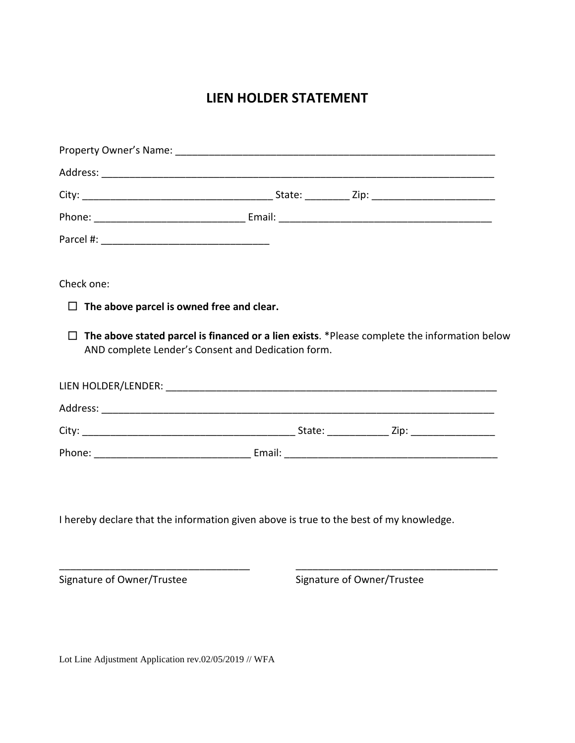# LIEN HOLDER STATEMENT

Property Owner's Name: ___________________________________________________________

Address: ________________________________________________________________________

City: __________________________________ State: ________ Zip: ______________________

Phone: ___________________________ Email: ______________________________________

Parcel #: ______________________________

Check one:

- ☐ **The above parcel is owned free and clear.**
- ☐ **The above stated parcel is financed or a lien exists**. *Please complete the information below AND complete Lender's Consent and Dedication form.

LIEN HOLDER/LENDER: ______________________________________________________________

Address: ________________________________________________________________________

City: ______________________________________ State: ___________ Zip: _______________

Phone: ____________________________ Email: _______________________________________

I hereby declare that the information given above is true to the best of my knowledge.

__________________________________ &nbsp;&nbsp;&nbsp;&nbsp; ____________________________________
Signature of Owner/Trustee &nbsp;&nbsp;&nbsp;&nbsp; Signature of Owner/Trustee

Lot Line Adjustment Application rev.02/05/2019 // WFA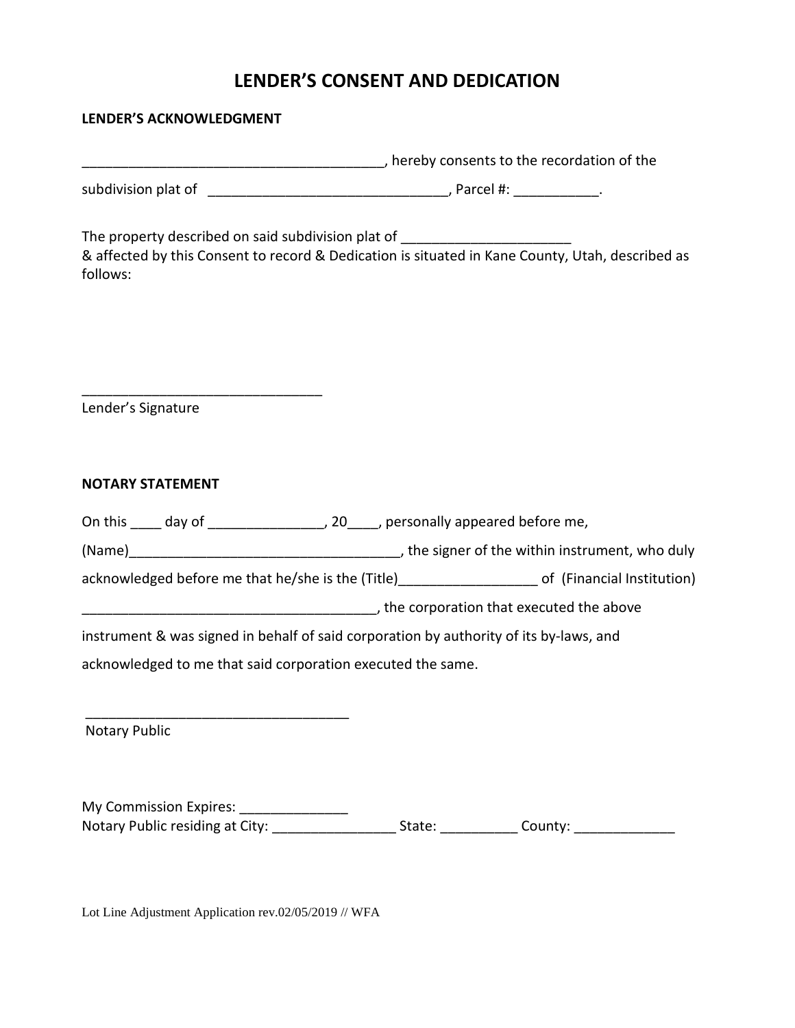# LENDER'S CONSENT AND DEDICATION

**LENDER'S ACKNOWLEDGMENT**

________________________________________, hereby consents to the recordation of the

subdivision plat of ______________________________, Parcel #: ___________.

The property described on said subdivision plat of ______________________
& affected by this Consent to record & Dedication is situated in Kane County, Utah, described as follows:

_______________________________
Lender's Signature

**NOTARY STATEMENT**

On this ____ day of _______________, 20____, personally appeared before me,

(Name)___________________________________, the signer of the within instrument, who duly

acknowledged before me that he/she is the (Title)__________________ of (Financial Institution)

______________________________________, the corporation that executed the above

instrument & was signed in behalf of said corporation by authority of its by-laws, and

acknowledged to me that said corporation executed the same.

___________________________________
Notary Public

My Commission Expires: ______________
Notary Public residing at City: ________________ State: __________ County: _____________

Lot Line Adjustment Application rev.02/05/2019 // WFA